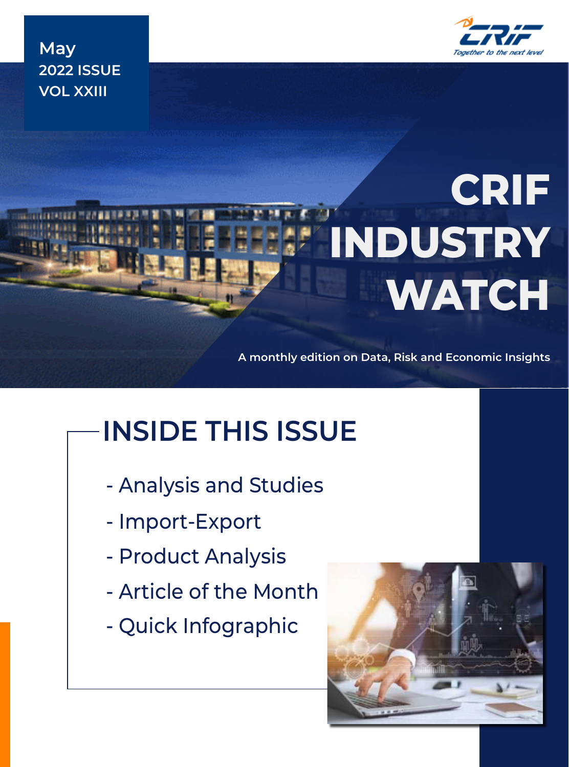May
2022 ISSUE
VOL XXIII

CRIF
Together to the next level

# CRIF INDUSTRY WATCH

A monthly edition on Data, Risk and Economic Insights

## INSIDE THIS ISSUE

- Analysis and Studies
- Import-Export
- Product Analysis
- Article of the Month
- Quick Infographic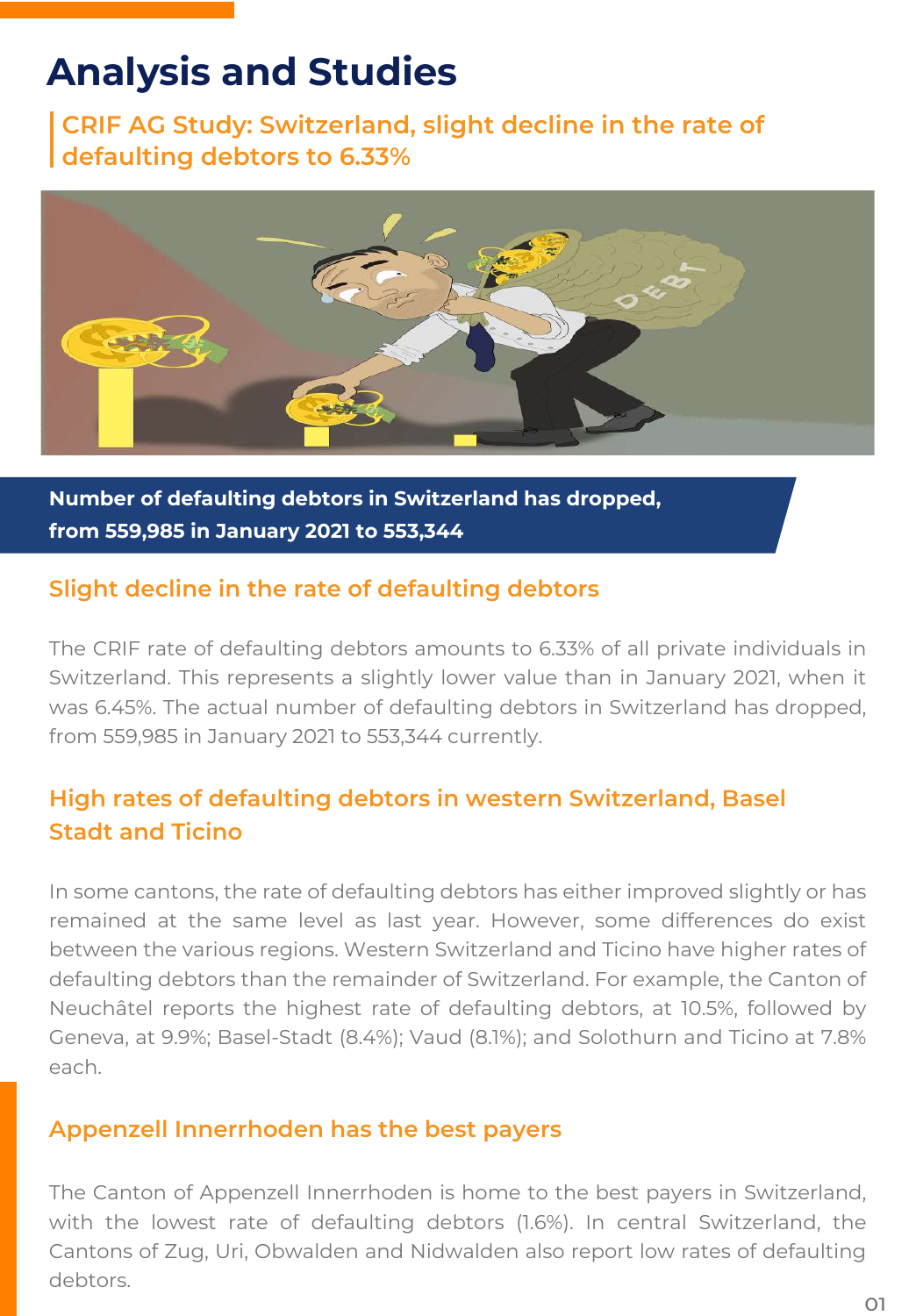# Analysis and Studies

## CRIF AG Study: Switzerland, slight decline in the rate of defaulting debtors to 6.33%

**Number of defaulting debtors in Switzerland has dropped, from 559,985 in January 2021 to 553,344**

### Slight decline in the rate of defaulting debtors

The CRIF rate of defaulting debtors amounts to 6.33% of all private individuals in Switzerland. This represents a slightly lower value than in January 2021, when it was 6.45%. The actual number of defaulting debtors in Switzerland has dropped, from 559,985 in January 2021 to 553,344 currently.

### High rates of defaulting debtors in western Switzerland, Basel Stadt and Ticino

In some cantons, the rate of defaulting debtors has either improved slightly or has remained at the same level as last year. However, some differences do exist between the various regions. Western Switzerland and Ticino have higher rates of defaulting debtors than the remainder of Switzerland. For example, the Canton of Neuchâtel reports the highest rate of defaulting debtors, at 10.5%, followed by Geneva, at 9.9%; Basel-Stadt (8.4%); Vaud (8.1%); and Solothurn and Ticino at 7.8% each.

### Appenzell Innerrhoden has the best payers

The Canton of Appenzell Innerrhoden is home to the best payers in Switzerland, with the lowest rate of defaulting debtors (1.6%). In central Switzerland, the Cantons of Zug, Uri, Obwalden and Nidwalden also report low rates of defaulting debtors.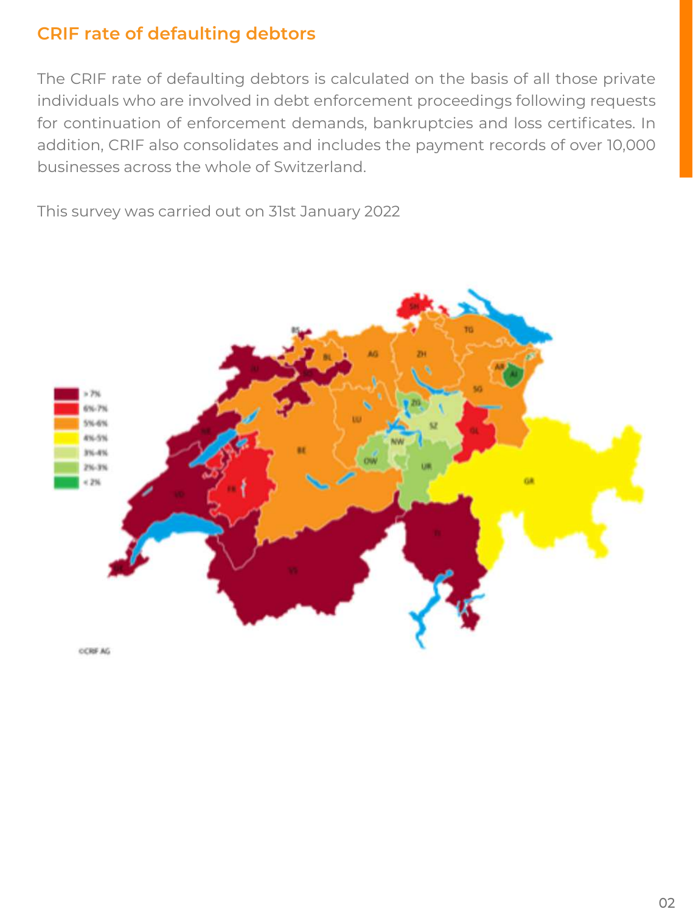## CRIF rate of defaulting debtors

The CRIF rate of defaulting debtors is calculated on the basis of all those private individuals who are involved in debt enforcement proceedings following requests for continuation of enforcement demands, bankruptcies and loss certificates. In addition, CRIF also consolidates and includes the payment records of over 10,000 businesses across the whole of Switzerland.

This survey was carried out on 31st January 2022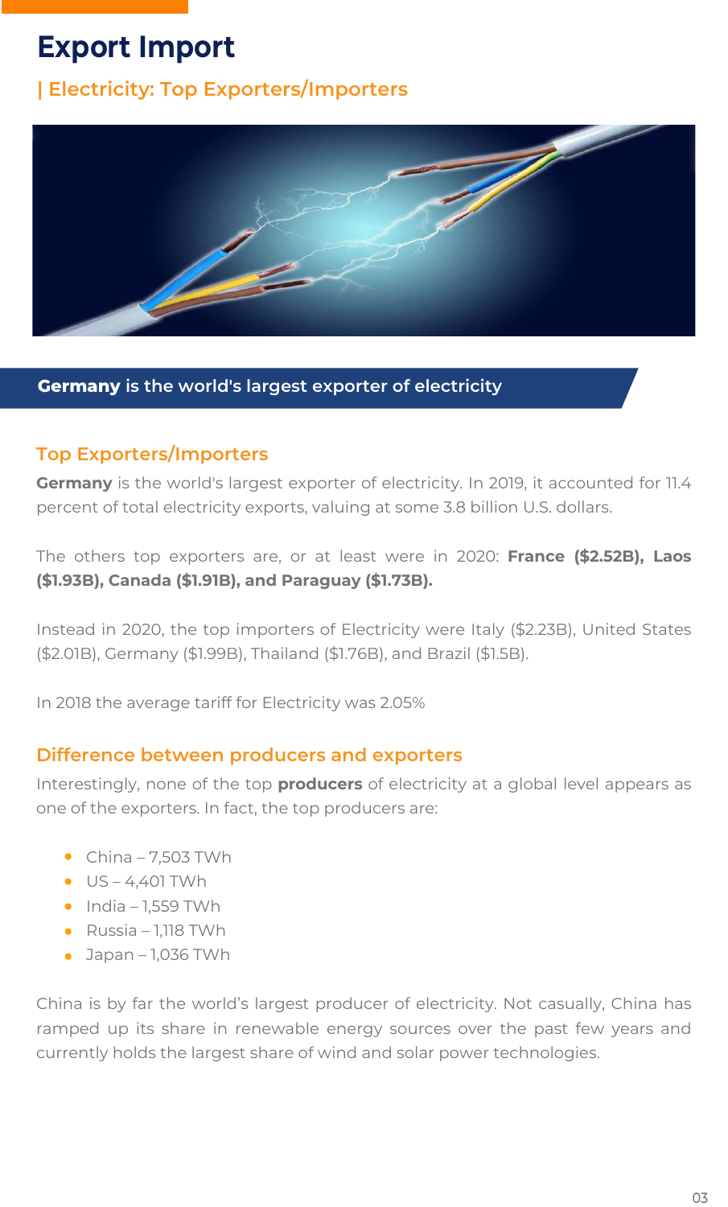# Export Import

## | Electricity: Top Exporters/Importers

**Germany** is the world's largest exporter of electricity

### Top Exporters/Importers

**Germany** is the world's largest exporter of electricity. In 2019, it accounted for 11.4 percent of total electricity exports, valuing at some 3.8 billion U.S. dollars.

The others top exporters are, or at least were in 2020: **France ($2.52B), Laos ($1.93B), Canada ($1.91B), and Paraguay ($1.73B).**

Instead in 2020, the top importers of Electricity were Italy ($2.23B), United States ($2.01B), Germany ($1.99B), Thailand ($1.76B), and Brazil ($1.5B).

In 2018 the average tariff for Electricity was 2.05%

### Difference between producers and exporters

Interestingly, none of the top **producers** of electricity at a global level appears as one of the exporters. In fact, the top producers are:

- China – 7,503 TWh
- US – 4,401 TWh
- India – 1,559 TWh
- Russia – 1,118 TWh
- Japan – 1,036 TWh

China is by far the world's largest producer of electricity. Not casually, China has ramped up its share in renewable energy sources over the past few years and currently holds the largest share of wind and solar power technologies.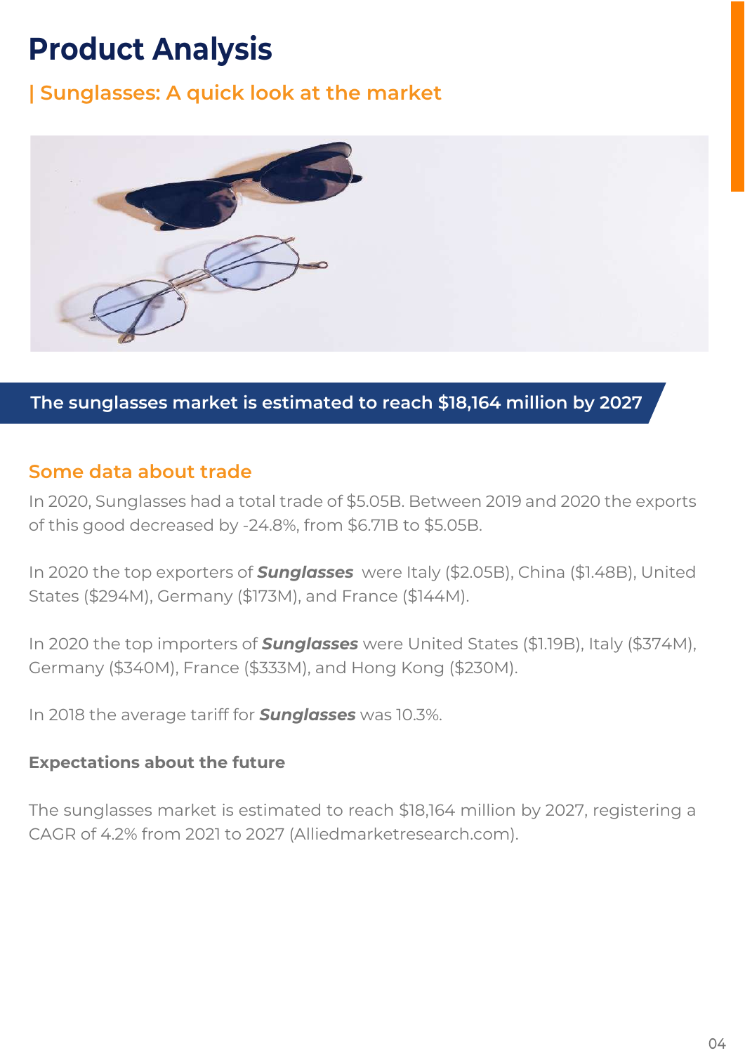# Product Analysis

## | Sunglasses: A quick look at the market

**The sunglasses market is estimated to reach $18,164 million by 2027**

### Some data about trade

In 2020, Sunglasses had a total trade of $5.05B. Between 2019 and 2020 the exports of this good decreased by -24.8%, from $6.71B to $5.05B.

In 2020 the top exporters of ***Sunglasses*** were Italy ($2.05B), China ($1.48B), United States ($294M), Germany ($173M), and France ($144M).

In 2020 the top importers of ***Sunglasses*** were United States ($1.19B), Italy ($374M), Germany ($340M), France ($333M), and Hong Kong ($230M).

In 2018 the average tariff for ***Sunglasses*** was 10.3%.

#### Expectations about the future

The sunglasses market is estimated to reach $18,164 million by 2027, registering a CAGR of 4.2% from 2021 to 2027 (Alliedmarketresearch.com).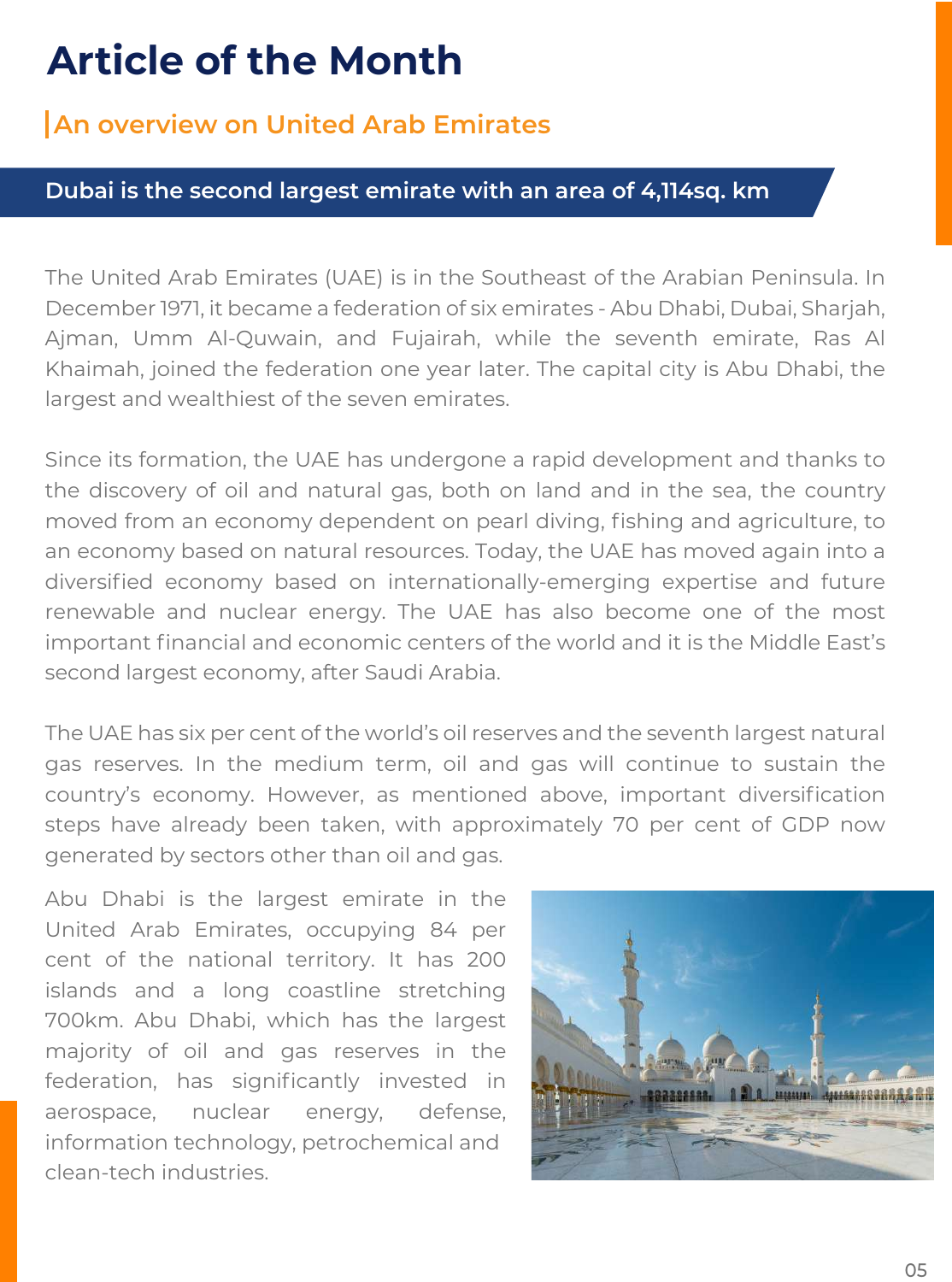# Article of the Month

## An overview on United Arab Emirates

**Dubai is the second largest emirate with an area of 4,114sq. km**

The United Arab Emirates (UAE) is in the Southeast of the Arabian Peninsula. In December 1971, it became a federation of six emirates - Abu Dhabi, Dubai, Sharjah, Ajman, Umm Al-Quwain, and Fujairah, while the seventh emirate, Ras Al Khaimah, joined the federation one year later. The capital city is Abu Dhabi, the largest and wealthiest of the seven emirates.

Since its formation, the UAE has undergone a rapid development and thanks to the discovery of oil and natural gas, both on land and in the sea, the country moved from an economy dependent on pearl diving, fishing and agriculture, to an economy based on natural resources. Today, the UAE has moved again into a diversified economy based on internationally-emerging expertise and future renewable and nuclear energy. The UAE has also become one of the most important financial and economic centers of the world and it is the Middle East's second largest economy, after Saudi Arabia.

The UAE has six per cent of the world's oil reserves and the seventh largest natural gas reserves. In the medium term, oil and gas will continue to sustain the country's economy. However, as mentioned above, important diversification steps have already been taken, with approximately 70 per cent of GDP now generated by sectors other than oil and gas.

Abu Dhabi is the largest emirate in the United Arab Emirates, occupying 84 per cent of the national territory. It has 200 islands and a long coastline stretching 700km. Abu Dhabi, which has the largest majority of oil and gas reserves in the federation, has significantly invested in aerospace, nuclear energy, defense, information technology, petrochemical and clean-tech industries.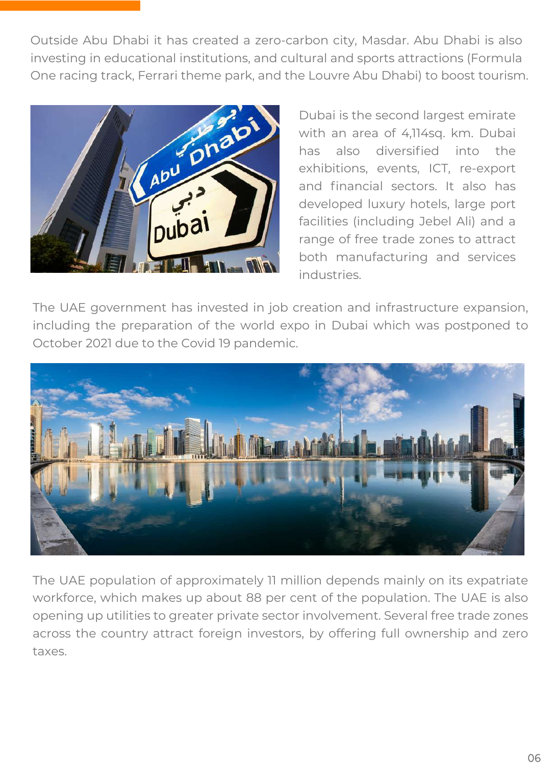Outside Abu Dhabi it has created a zero-carbon city, Masdar. Abu Dhabi is also investing in educational institutions, and cultural and sports attractions (Formula One racing track, Ferrari theme park, and the Louvre Abu Dhabi) to boost tourism.

Dubai is the second largest emirate with an area of 4,114sq. km. Dubai has also diversified into the exhibitions, events, ICT, re-export and financial sectors. It also has developed luxury hotels, large port facilities (including Jebel Ali) and a range of free trade zones to attract both manufacturing and services industries.

The UAE government has invested in job creation and infrastructure expansion, including the preparation of the world expo in Dubai which was postponed to October 2021 due to the Covid 19 pandemic.

The UAE population of approximately 11 million depends mainly on its expatriate workforce, which makes up about 88 per cent of the population. The UAE is also opening up utilities to greater private sector involvement. Several free trade zones across the country attract foreign investors, by offering full ownership and zero taxes.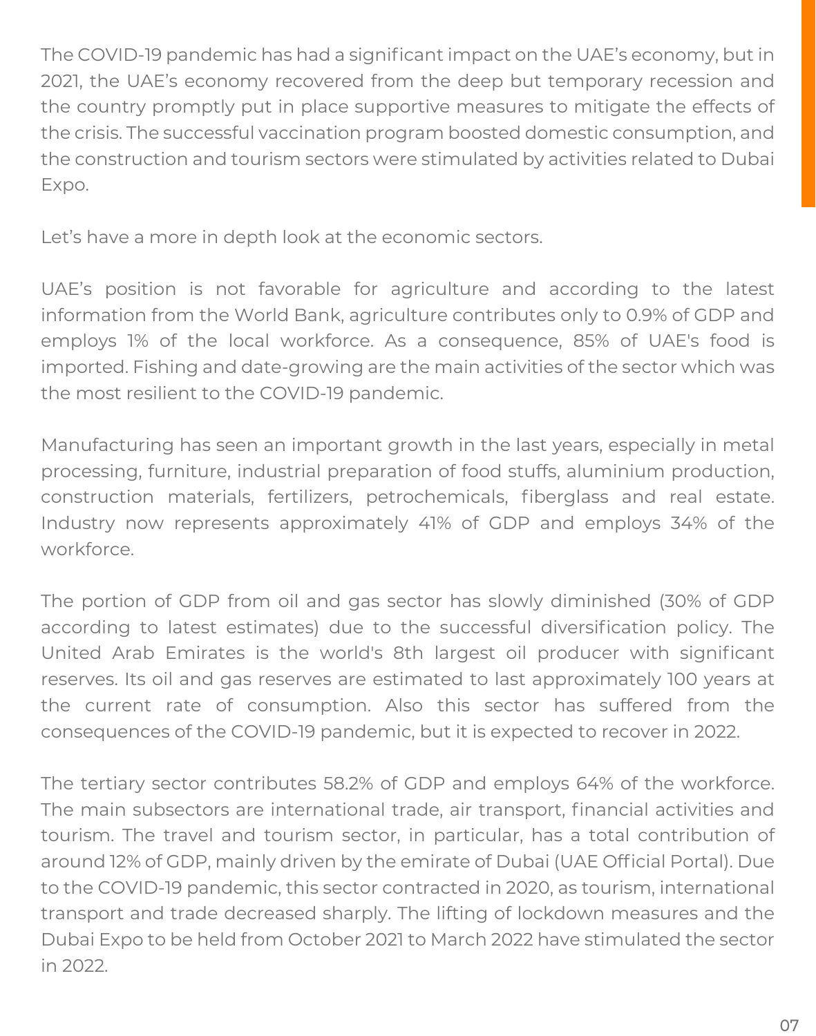The COVID-19 pandemic has had a significant impact on the UAE's economy, but in 2021, the UAE's economy recovered from the deep but temporary recession and the country promptly put in place supportive measures to mitigate the effects of the crisis. The successful vaccination program boosted domestic consumption, and the construction and tourism sectors were stimulated by activities related to Dubai Expo.

Let's have a more in depth look at the economic sectors.

UAE's position is not favorable for agriculture and according to the latest information from the World Bank, agriculture contributes only to 0.9% of GDP and employs 1% of the local workforce. As a consequence, 85% of UAE's food is imported. Fishing and date-growing are the main activities of the sector which was the most resilient to the COVID-19 pandemic.

Manufacturing has seen an important growth in the last years, especially in metal processing, furniture, industrial preparation of food stuffs, aluminium production, construction materials, fertilizers, petrochemicals, fiberglass and real estate. Industry now represents approximately 41% of GDP and employs 34% of the workforce.

The portion of GDP from oil and gas sector has slowly diminished (30% of GDP according to latest estimates) due to the successful diversification policy. The United Arab Emirates is the world's 8th largest oil producer with significant reserves. Its oil and gas reserves are estimated to last approximately 100 years at the current rate of consumption. Also this sector has suffered from the consequences of the COVID-19 pandemic, but it is expected to recover in 2022.

The tertiary sector contributes 58.2% of GDP and employs 64% of the workforce. The main subsectors are international trade, air transport, financial activities and tourism. The travel and tourism sector, in particular, has a total contribution of around 12% of GDP, mainly driven by the emirate of Dubai (UAE Official Portal). Due to the COVID-19 pandemic, this sector contracted in 2020, as tourism, international transport and trade decreased sharply. The lifting of lockdown measures and the Dubai Expo to be held from October 2021 to March 2022 have stimulated the sector in 2022.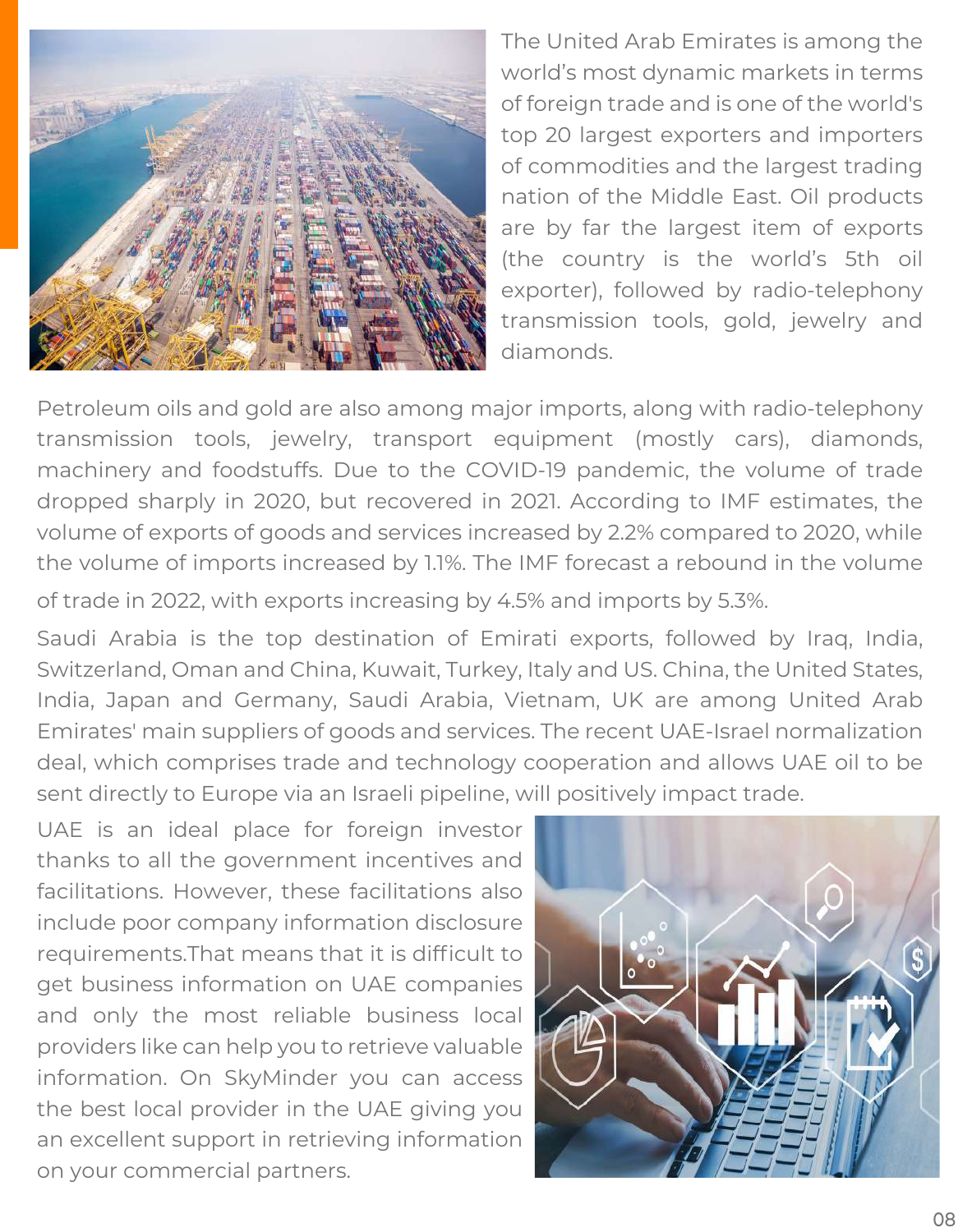The United Arab Emirates is among the world's most dynamic markets in terms of foreign trade and is one of the world's top 20 largest exporters and importers of commodities and the largest trading nation of the Middle East. Oil products are by far the largest item of exports (the country is the world's 5th oil exporter), followed by radio-telephony transmission tools, gold, jewelry and diamonds.

Petroleum oils and gold are also among major imports, along with radio-telephony transmission tools, jewelry, transport equipment (mostly cars), diamonds, machinery and foodstuffs. Due to the COVID-19 pandemic, the volume of trade dropped sharply in 2020, but recovered in 2021. According to IMF estimates, the volume of exports of goods and services increased by 2.2% compared to 2020, while the volume of imports increased by 1.1%. The IMF forecast a rebound in the volume of trade in 2022, with exports increasing by 4.5% and imports by 5.3%.

Saudi Arabia is the top destination of Emirati exports, followed by Iraq, India, Switzerland, Oman and China, Kuwait, Turkey, Italy and US. China, the United States, India, Japan and Germany, Saudi Arabia, Vietnam, UK are among United Arab Emirates' main suppliers of goods and services. The recent UAE-Israel normalization deal, which comprises trade and technology cooperation and allows UAE oil to be sent directly to Europe via an Israeli pipeline, will positively impact trade.

UAE is an ideal place for foreign investor thanks to all the government incentives and facilitations. However, these facilitations also include poor company information disclosure requirements.That means that it is difficult to get business information on UAE companies and only the most reliable business local providers like can help you to retrieve valuable information. On SkyMinder you can access the best local provider in the UAE giving you an excellent support in retrieving information on your commercial partners.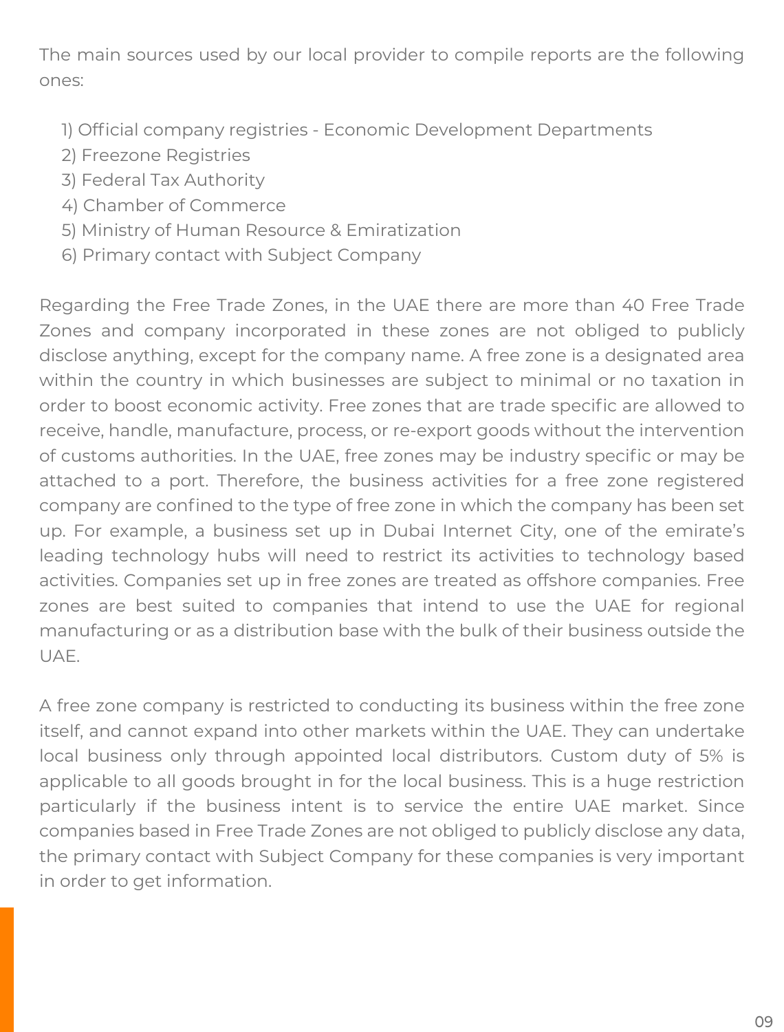The main sources used by our local provider to compile reports are the following ones:

1) Official company registries - Economic Development Departments
2) Freezone Registries
3) Federal Tax Authority
4) Chamber of Commerce
5) Ministry of Human Resource & Emiratization
6) Primary contact with Subject Company

Regarding the Free Trade Zones, in the UAE there are more than 40 Free Trade Zones and company incorporated in these zones are not obliged to publicly disclose anything, except for the company name. A free zone is a designated area within the country in which businesses are subject to minimal or no taxation in order to boost economic activity. Free zones that are trade specific are allowed to receive, handle, manufacture, process, or re-export goods without the intervention of customs authorities. In the UAE, free zones may be industry specific or may be attached to a port. Therefore, the business activities for a free zone registered company are confined to the type of free zone in which the company has been set up. For example, a business set up in Dubai Internet City, one of the emirate's leading technology hubs will need to restrict its activities to technology based activities. Companies set up in free zones are treated as offshore companies. Free zones are best suited to companies that intend to use the UAE for regional manufacturing or as a distribution base with the bulk of their business outside the UAE.

A free zone company is restricted to conducting its business within the free zone itself, and cannot expand into other markets within the UAE. They can undertake local business only through appointed local distributors. Custom duty of 5% is applicable to all goods brought in for the local business. This is a huge restriction particularly if the business intent is to service the entire UAE market. Since companies based in Free Trade Zones are not obliged to publicly disclose any data, the primary contact with Subject Company for these companies is very important in order to get information.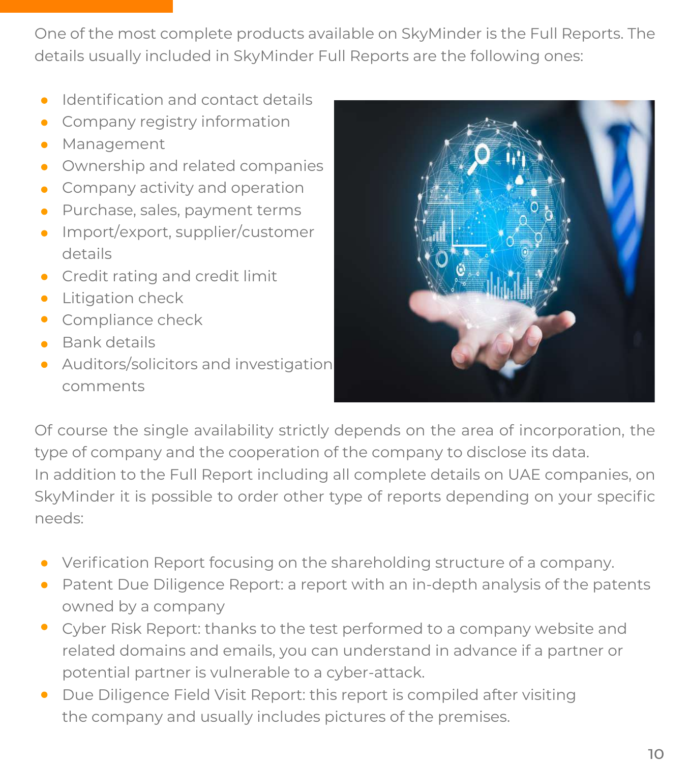One of the most complete products available on SkyMinder is the Full Reports. The details usually included in SkyMinder Full Reports are the following ones:

- Identification and contact details
- Company registry information
- Management
- Ownership and related companies
- Company activity and operation
- Purchase, sales, payment terms
- Import/export, supplier/customer details
- Credit rating and credit limit
- Litigation check
- Compliance check
- Bank details
- Auditors/solicitors and investigation comments

Of course the single availability strictly depends on the area of incorporation, the type of company and the cooperation of the company to disclose its data.
In addition to the Full Report including all complete details on UAE companies, on SkyMinder it is possible to order other type of reports depending on your specific needs:

- Verification Report focusing on the shareholding structure of a company.
- Patent Due Diligence Report: a report with an in-depth analysis of the patents owned by a company
- Cyber Risk Report: thanks to the test performed to a company website and related domains and emails, you can understand in advance if a partner or potential partner is vulnerable to a cyber-attack.
- Due Diligence Field Visit Report: this report is compiled after visiting the company and usually includes pictures of the premises.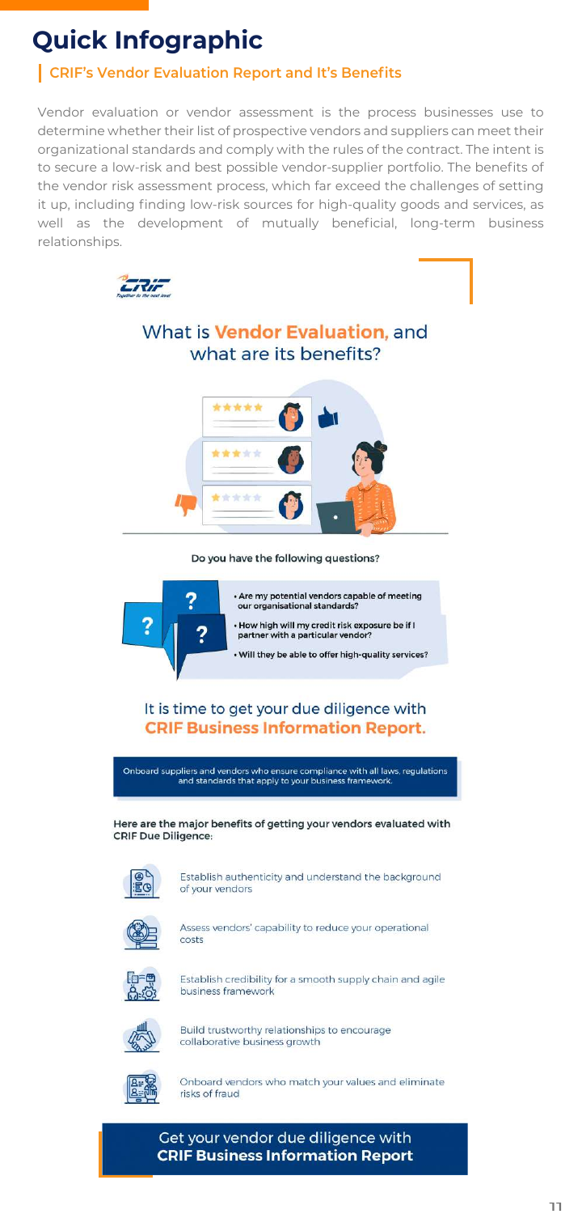# Quick Infographic

## CRIF's Vendor Evaluation Report and It's Benefits

Vendor evaluation or vendor assessment is the process businesses use to determine whether their list of prospective vendors and suppliers can meet their organizational standards and comply with the rules of the contract. The intent is to secure a low-risk and best possible vendor-supplier portfolio. The benefits of the vendor risk assessment process, which far exceed the challenges of setting it up, including finding low-risk sources for high-quality goods and services, as well as the development of mutually beneficial, long-term business relationships.

CRIF
Together to the next level

### What is **Vendor Evaluation,** and what are its benefits?

**Do you have the following questions?**

- Are my potential vendors capable of meeting our organisational standards?
- How high will my credit risk exposure be if I partner with a particular vendor?
- Will they be able to offer high-quality services?

### It is time to get your due diligence with **CRIF Business Information Report.**

Onboard suppliers and vendors who ensure compliance with all laws, regulations and standards that apply to your business framework.

**Here are the major benefits of getting your vendors evaluated with CRIF Due Diligence:**

- Establish authenticity and understand the background of your vendors
- Assess vendors' capability to reduce your operational costs
- Establish credibility for a smooth supply chain and agile business framework
- Build trustworthy relationships to encourage collaborative business growth
- Onboard vendors who match your values and eliminate risks of fraud

Get your vendor due diligence with **CRIF Business Information Report**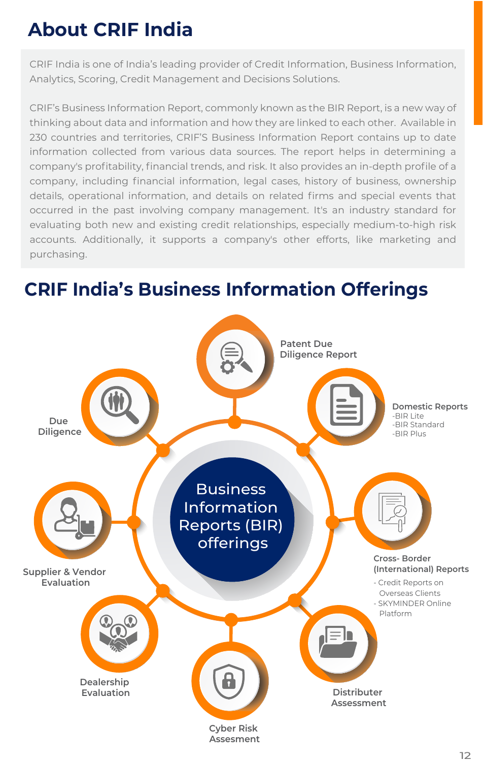# About CRIF India

CRIF India is one of India's leading provider of Credit Information, Business Information, Analytics, Scoring, Credit Management and Decisions Solutions.

CRIF's Business Information Report, commonly known as the BIR Report, is a new way of thinking about data and information and how they are linked to each other. Available in 230 countries and territories, CRIF'S Business Information Report contains up to date information collected from various data sources. The report helps in determining a company's profitability, financial trends, and risk. It also provides an in-depth profile of a company, including financial information, legal cases, history of business, ownership details, operational information, and details on related firms and special events that occurred in the past involving company management. It's an industry standard for evaluating both new and existing credit relationships, especially medium-to-high risk accounts. Additionally, it supports a company's other efforts, like marketing and purchasing.

# CRIF India's Business Information Offerings

**Business Information Reports (BIR) offerings**

- **Patent Due Diligence Report**
- **Domestic Reports**
  - BIR Lite
  - BIR Standard
  - BIR Plus
- **Cross- Border (International) Reports**
  - Credit Reports on Overseas Clients
  - SKYMINDER Online Platform
- **Distributer Assessment**
- **Cyber Risk Assesment**
- **Dealership Evaluation**
- **Supplier & Vendor Evaluation**
- **Due Diligence**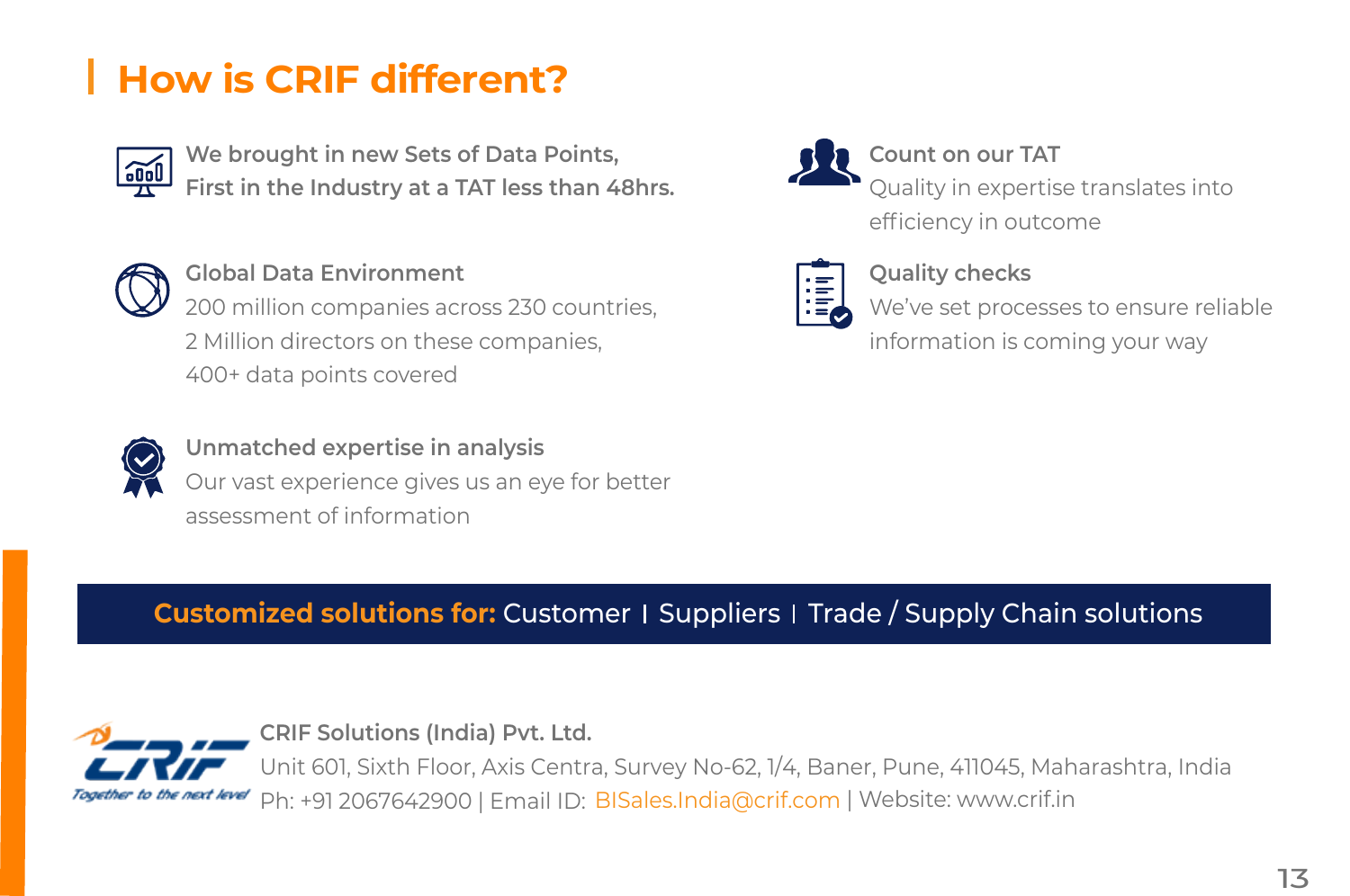# How is CRIF different?

**We brought in new Sets of Data Points,**
**First in the Industry at a TAT less than 48hrs.**

**Global Data Environment**
200 million companies across 230 countries,
2 Million directors on these companies,
400+ data points covered

**Unmatched expertise in analysis**
Our vast experience gives us an eye for better assessment of information

**Count on our TAT**
Quality in expertise translates into efficiency in outcome

**Quality checks**
We've set processes to ensure reliable information is coming your way

**Customized solutions for:** Customer | Suppliers | Trade / Supply Chain solutions

Together to the next level

**CRIF Solutions (India) Pvt. Ltd.**
Unit 601, Sixth Floor, Axis Centra, Survey No-62, 1/4, Baner, Pune, 411045, Maharashtra, India
Ph: +91 2067642900 | Email ID: BISales.India@crif.com | Website: www.crif.in